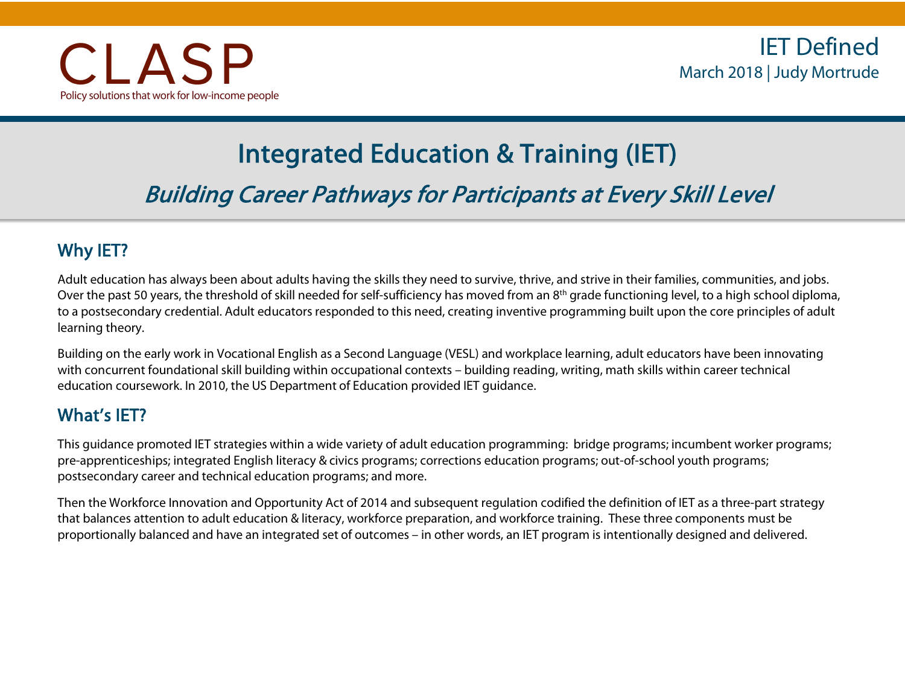CLASP

Policy solutions that work for low-income people

IET Defined

March 2018 | Judy Mortrude

# Integrated Education & Training (IET)

## *Building Career Pathways for Participants at Every Skill Level*

## Why IET?

Adult education has always been about adults having the skills they need to survive, thrive, and strive in their families, communities, and jobs. Over the past 50 years, the threshold of skill needed for self-sufficiency has moved from an 8th grade functioning level, to a high school diploma, to a postsecondary credential. Adult educators responded to this need, creating inventive programming built upon the core principles of adult learning theory.

Building on the early work in Vocational English as a Second Language (VESL) and workplace learning, adult educators have been innovating with concurrent foundational skill building within occupational contexts – building reading, writing, math skills within career technical education coursework. In 2010, the US Department of Education provided IET guidance.

## What's IET?

This guidance promoted IET strategies within a wide variety of adult education programming: bridge programs; incumbent worker programs; pre-apprenticeships; integrated English literacy & civics programs; corrections education programs; out-of-school youth programs; postsecondary career and technical education programs; and more.

Then the Workforce Innovation and Opportunity Act of 2014 and subsequent regulation codified the definition of IET as a three-part strategy that balances attention to adult education & literacy, workforce preparation, and workforce training. These three components must be proportionally balanced and have an integrated set of outcomes – in other words, an IET program is intentionally designed and delivered.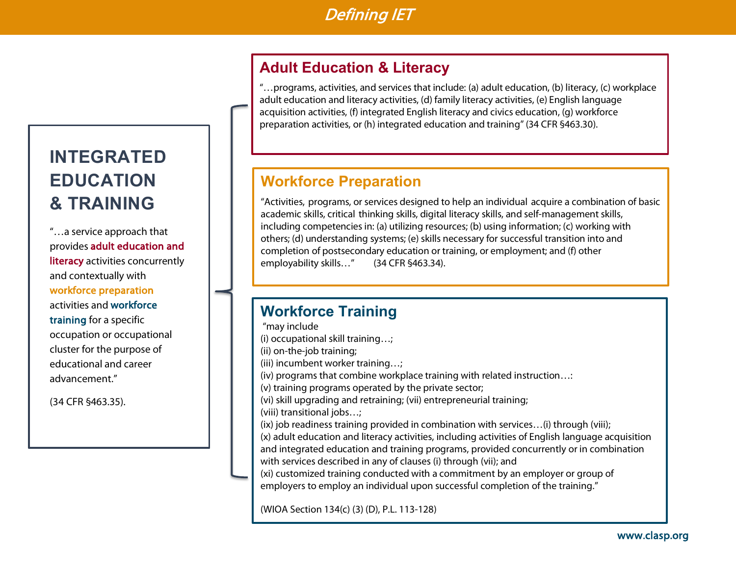# Defining IET

## INTEGRATED EDUCATION & TRAINING

"…a service approach that provides **adult education and literacy** activities concurrently and contextually with **workforce preparation** activities and **workforce training** for a specific occupation or occupational cluster for the purpose of educational and career advancement."

(34 CFR §463.35).

### Adult Education & Literacy

"…programs, activities, and services that include: (a) adult education, (b) literacy, (c) workplace adult education and literacy activities, (d) family literacy activities, (e) English language acquisition activities, (f) integrated English literacy and civics education, (g) workforce preparation activities, or (h) integrated education and training" (34 CFR §463.30).

### Workforce Preparation

"Activities, programs, or services designed to help an individual acquire a combination of basic academic skills, critical thinking skills, digital literacy skills, and self-management skills, including competencies in: (a) utilizing resources; (b) using information; (c) working with others; (d) understanding systems; (e) skills necessary for successful transition into and completion of postsecondary education or training, or employment; and (f) other employability skills…" (34 CFR §463.34).

### Workforce Training

"may include
(i) occupational skill training…;
(ii) on-the-job training;
(iii) incumbent worker training…;
(iv) programs that combine workplace training with related instruction…:
(v) training programs operated by the private sector;
(vi) skill upgrading and retraining; (vii) entrepreneurial training;
(viii) transitional jobs…;
(ix) job readiness training provided in combination with services…(i) through (viii);
(x) adult education and literacy activities, including activities of English language acquisition and integrated education and training programs, provided concurrently or in combination with services described in any of clauses (i) through (vii); and
(xi) customized training conducted with a commitment by an employer or group of employers to employ an individual upon successful completion of the training."

(WIOA Section 134(c) (3) (D), P.L. 113-128)

www.clasp.org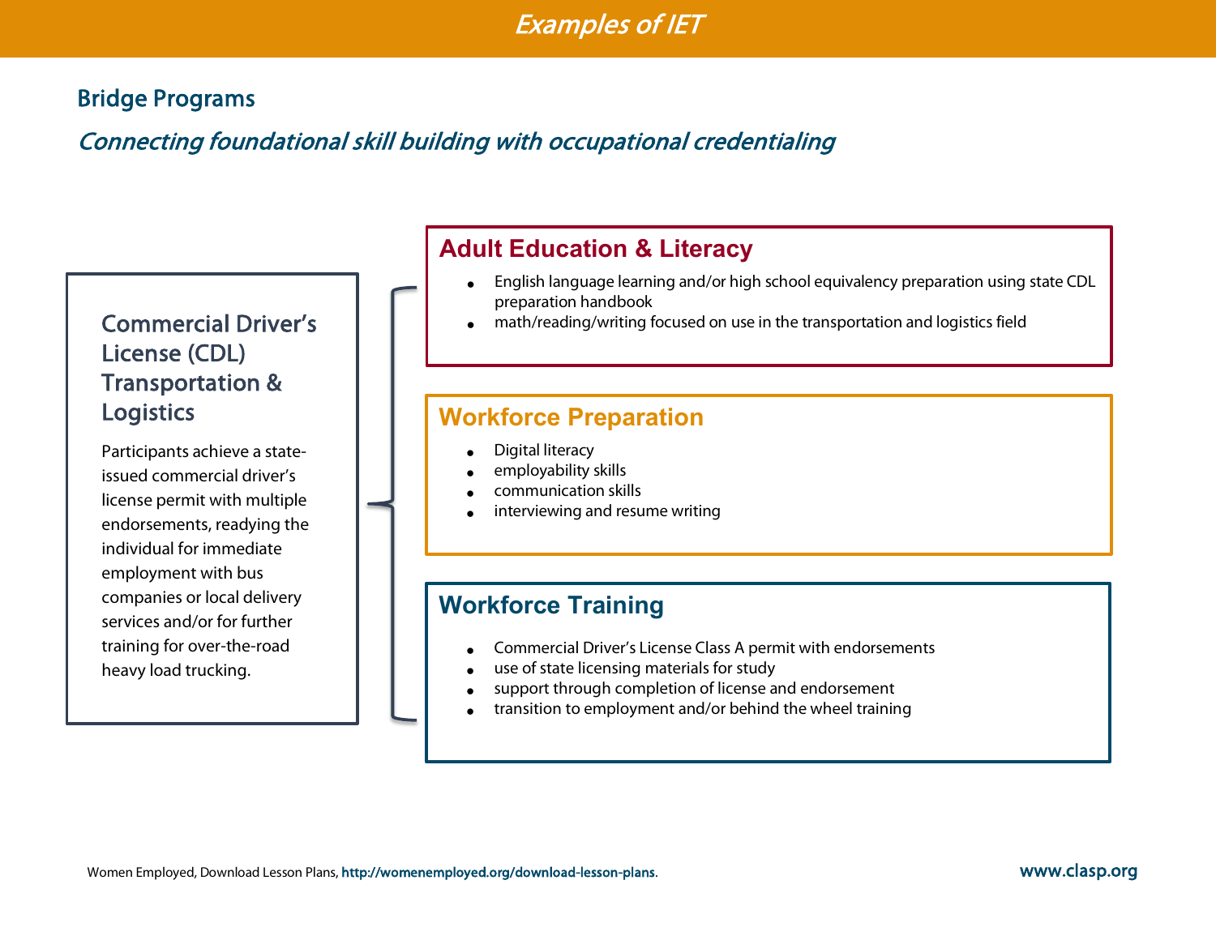# Examples of IET

## Bridge Programs

*Connecting foundational skill building with occupational credentialing*

### Commercial Driver's License (CDL) Transportation & Logistics

Participants achieve a state-issued commercial driver's license permit with multiple endorsements, readying the individual for immediate employment with bus companies or local delivery services and/or for further training for over-the-road heavy load trucking.

### Adult Education & Literacy

- English language learning and/or high school equivalency preparation using state CDL preparation handbook
- math/reading/writing focused on use in the transportation and logistics field

### Workforce Preparation

- Digital literacy
- employability skills
- communication skills
- interviewing and resume writing

### Workforce Training

- Commercial Driver's License Class A permit with endorsements
- use of state licensing materials for study
- support through completion of license and endorsement
- transition to employment and/or behind the wheel training

Women Employed, Download Lesson Plans, http://womenemployed.org/download-lesson-plans.

www.clasp.org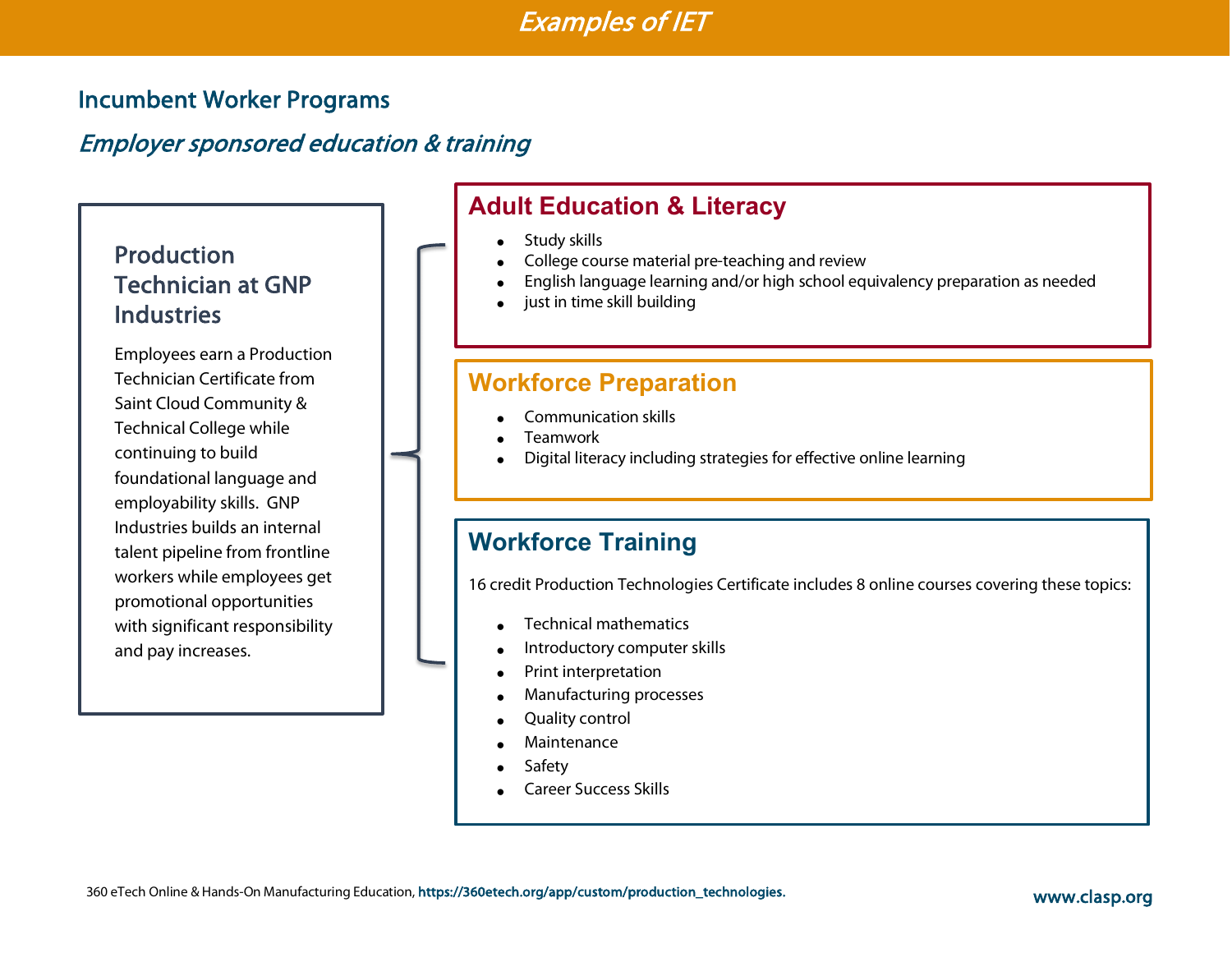# Examples of IET

## Incumbent Worker Programs

### *Employer sponsored education & training*

### Production Technician at GNP Industries

Employees earn a Production Technician Certificate from Saint Cloud Community & Technical College while continuing to build foundational language and employability skills. GNP Industries builds an internal talent pipeline from frontline workers while employees get promotional opportunities with significant responsibility and pay increases.

### Adult Education & Literacy

- Study skills
- College course material pre-teaching and review
- English language learning and/or high school equivalency preparation as needed
- just in time skill building

### Workforce Preparation

- Communication skills
- Teamwork
- Digital literacy including strategies for effective online learning

### Workforce Training

16 credit Production Technologies Certificate includes 8 online courses covering these topics:

- Technical mathematics
- Introductory computer skills
- Print interpretation
- Manufacturing processes
- Quality control
- Maintenance
- Safety
- Career Success Skills

360 eTech Online & Hands-On Manufacturing Education, https://360etech.org/app/custom/production_technologies.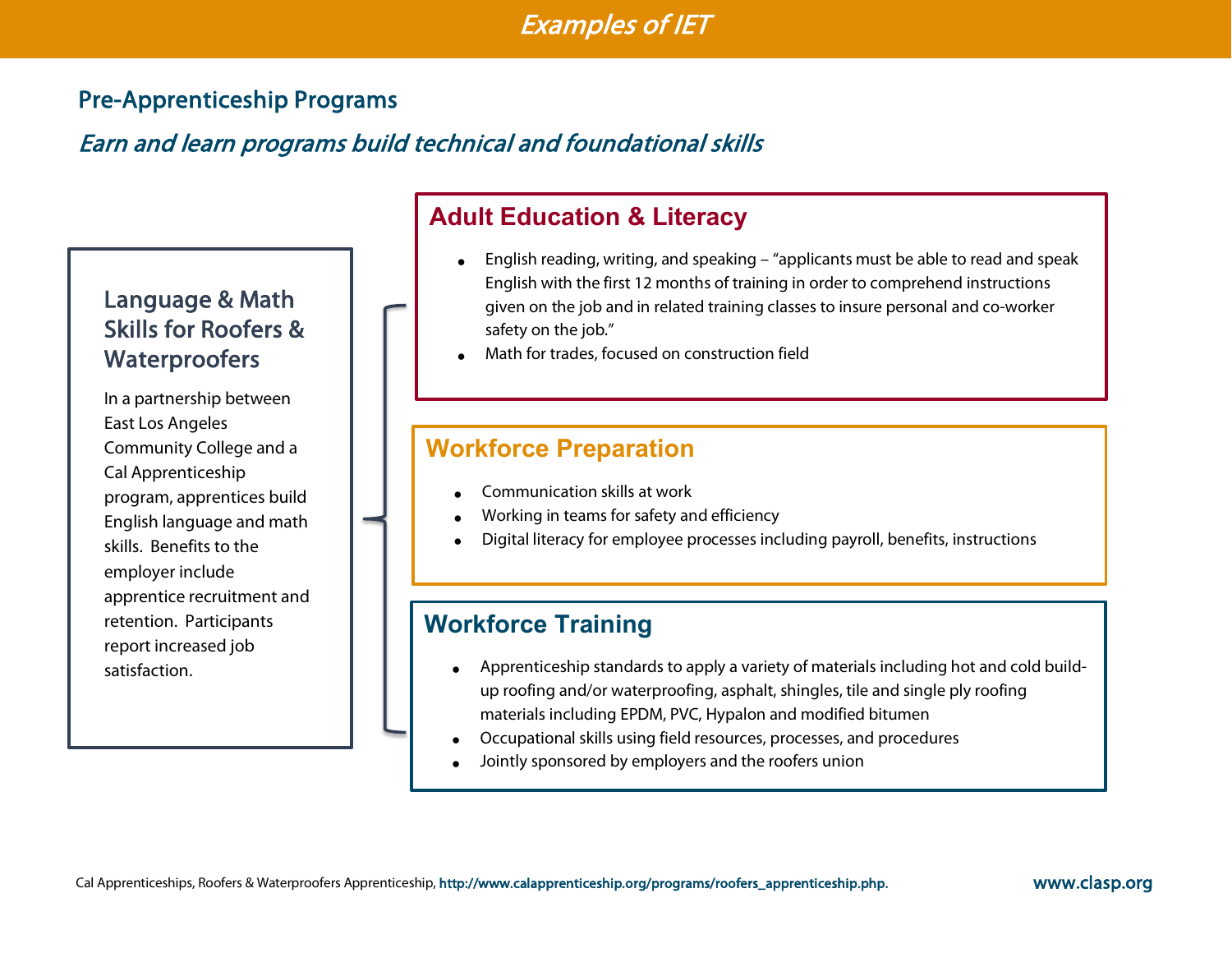# Examples of IET

## Pre-Apprenticeship Programs

*Earn and learn programs build technical and foundational skills*

### Language & Math Skills for Roofers & Waterproofers

In a partnership between East Los Angeles Community College and a Cal Apprenticeship program, apprentices build English language and math skills. Benefits to the employer include apprentice recruitment and retention. Participants report increased job satisfaction.

### Adult Education & Literacy

- English reading, writing, and speaking – "applicants must be able to read and speak English with the first 12 months of training in order to comprehend instructions given on the job and in related training classes to insure personal and co-worker safety on the job."
- Math for trades, focused on construction field

### Workforce Preparation

- Communication skills at work
- Working in teams for safety and efficiency
- Digital literacy for employee processes including payroll, benefits, instructions

### Workforce Training

- Apprenticeship standards to apply a variety of materials including hot and cold build-up roofing and/or waterproofing, asphalt, shingles, tile and single ply roofing materials including EPDM, PVC, Hypalon and modified bitumen
- Occupational skills using field resources, processes, and procedures
- Jointly sponsored by employers and the roofers union

Cal Apprenticeships, Roofers & Waterproofers Apprenticeship, http://www.calapprenticeship.org/programs/roofers_apprenticeship.php.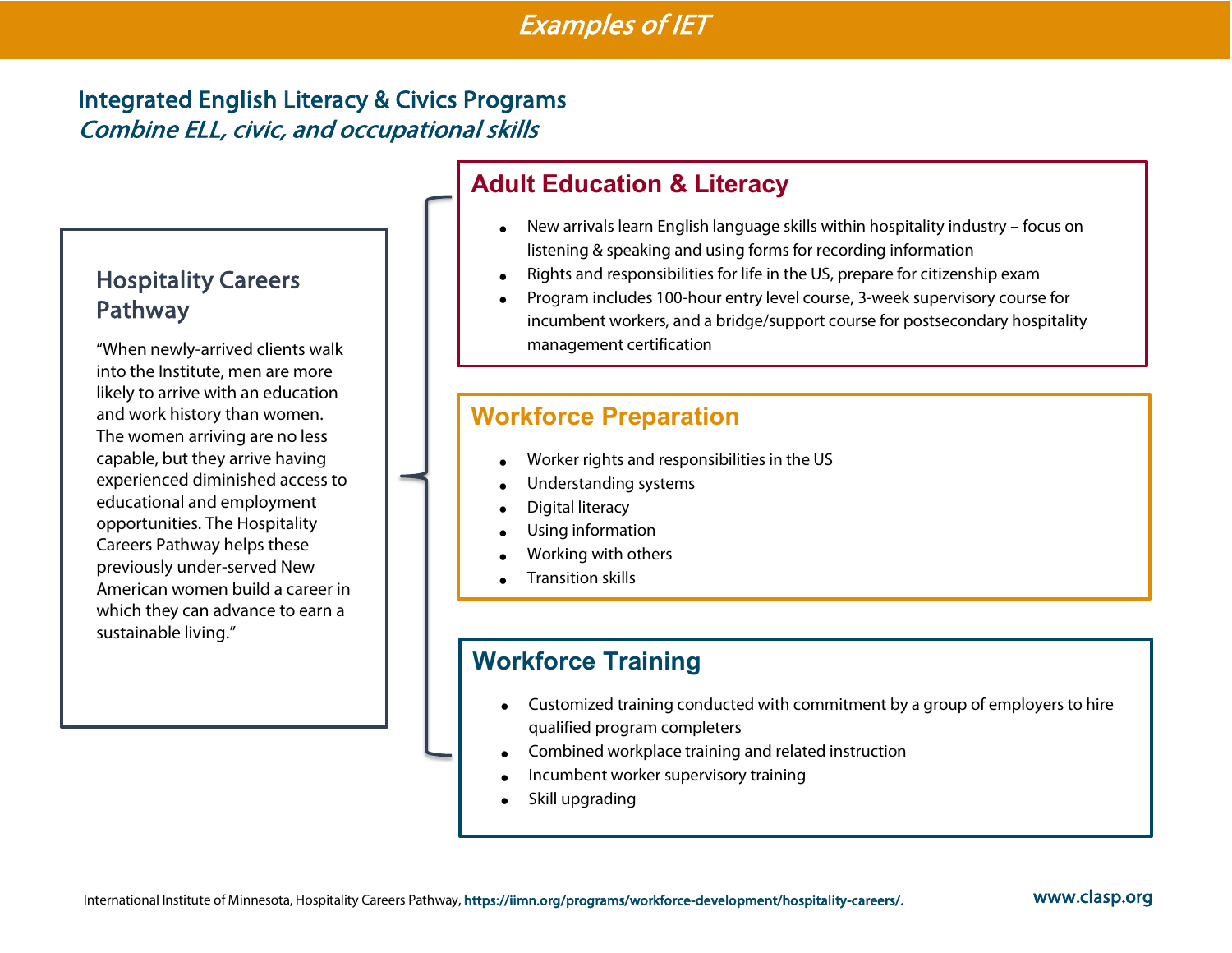# Examples of IET

## Integrated English Literacy & Civics Programs

*Combine ELL, civic, and occupational skills*

### Hospitality Careers Pathway

"When newly-arrived clients walk into the Institute, men are more likely to arrive with an education and work history than women. The women arriving are no less capable, but they arrive having experienced diminished access to educational and employment opportunities. The Hospitality Careers Pathway helps these previously under-served New American women build a career in which they can advance to earn a sustainable living."

### Adult Education & Literacy

- New arrivals learn English language skills within hospitality industry – focus on listening & speaking and using forms for recording information
- Rights and responsibilities for life in the US, prepare for citizenship exam
- Program includes 100-hour entry level course, 3-week supervisory course for incumbent workers, and a bridge/support course for postsecondary hospitality management certification

### Workforce Preparation

- Worker rights and responsibilities in the US
- Understanding systems
- Digital literacy
- Using information
- Working with others
- Transition skills

### Workforce Training

- Customized training conducted with commitment by a group of employers to hire qualified program completers
- Combined workplace training and related instruction
- Incumbent worker supervisory training
- Skill upgrading

International Institute of Minnesota, Hospitality Careers Pathway, https://iimn.org/programs/workforce-development/hospitality-careers/.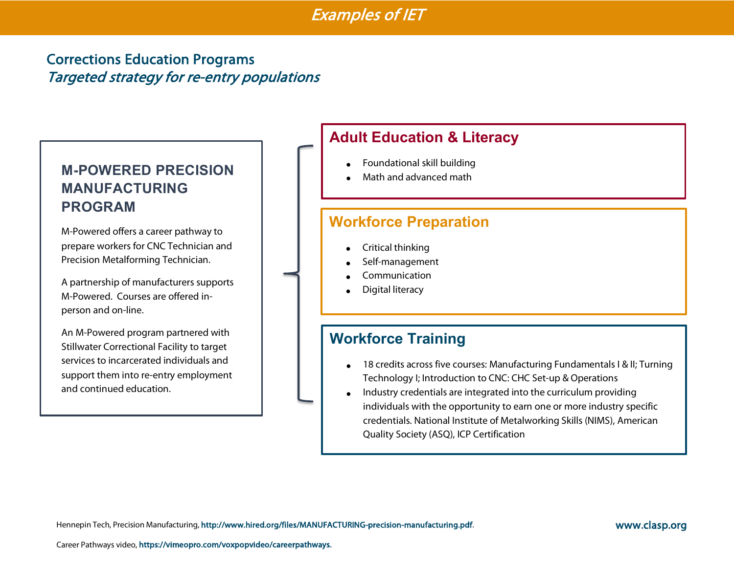# Examples of IET

## Corrections Education Programs

*Targeted strategy for re-entry populations*

### M-POWERED PRECISION MANUFACTURING PROGRAM

M-Powered offers a career pathway to prepare workers for CNC Technician and Precision Metalforming Technician.

A partnership of manufacturers supports M-Powered. Courses are offered in-person and on-line.

An M-Powered program partnered with Stillwater Correctional Facility to target services to incarcerated individuals and support them into re-entry employment and continued education.

### Adult Education & Literacy

- Foundational skill building
- Math and advanced math

### Workforce Preparation

- Critical thinking
- Self-management
- Communication
- Digital literacy

### Workforce Training

- 18 credits across five courses: Manufacturing Fundamentals I & II; Turning Technology I; Introduction to CNC: CHC Set-up & Operations
- Industry credentials are integrated into the curriculum providing individuals with the opportunity to earn one or more industry specific credentials. National Institute of Metalworking Skills (NIMS), American Quality Society (ASQ), ICP Certification

Hennepin Tech, Precision Manufacturing, http://www.hired.org/files/MANUFACTURING-precision-manufacturing.pdf.

Career Pathways video, https://vimeopro.com/voxpopvideo/careerpathways.

www.clasp.org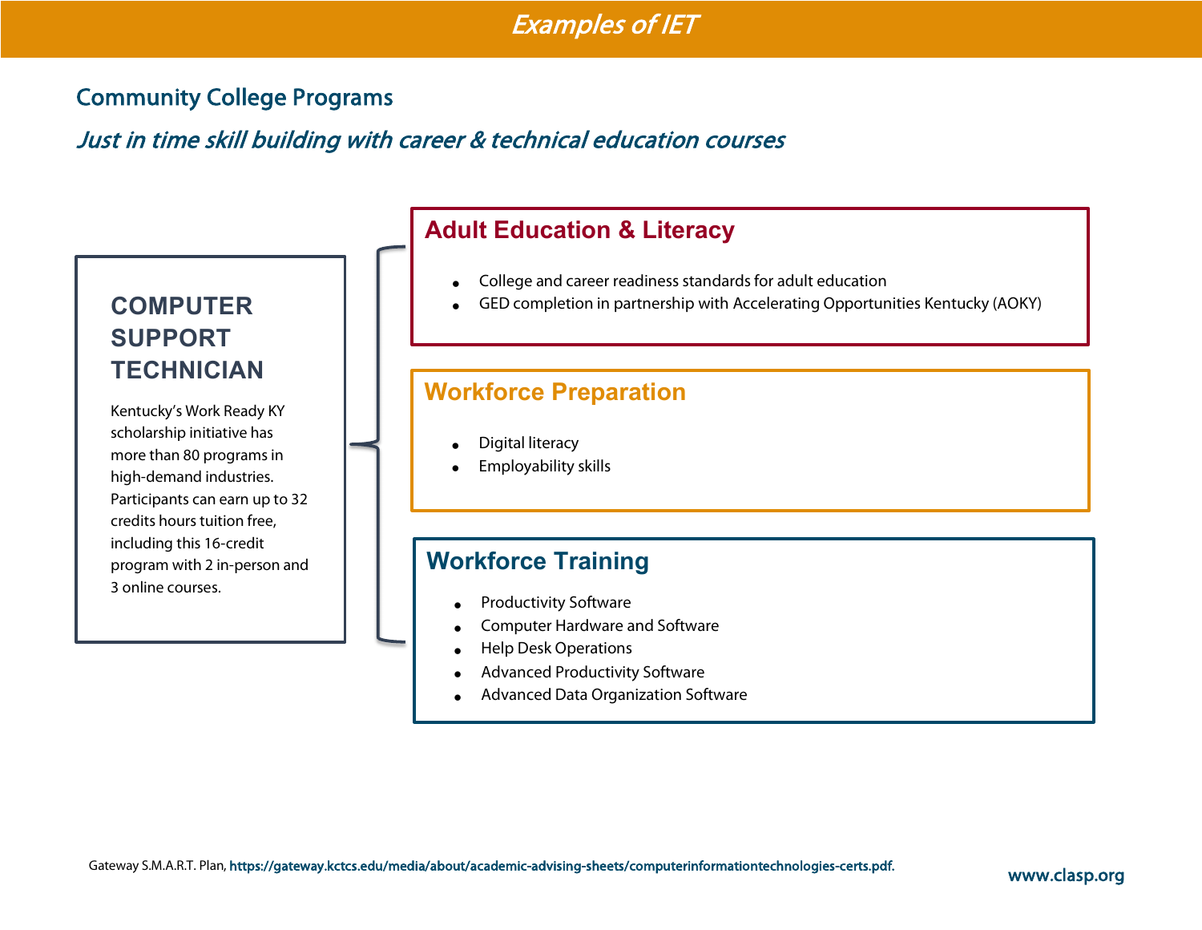# Examples of IET

## Community College Programs

*Just in time skill building with career & technical education courses*

### COMPUTER SUPPORT TECHNICIAN

Kentucky's Work Ready KY scholarship initiative has more than 80 programs in high-demand industries. Participants can earn up to 32 credits hours tuition free, including this 16-credit program with 2 in-person and 3 online courses.

### Adult Education & Literacy

- College and career readiness standards for adult education
- GED completion in partnership with Accelerating Opportunities Kentucky (AOKY)

### Workforce Preparation

- Digital literacy
- Employability skills

### Workforce Training

- Productivity Software
- Computer Hardware and Software
- Help Desk Operations
- Advanced Productivity Software
- Advanced Data Organization Software

Gateway S.M.A.R.T. Plan, https://gateway.kctcs.edu/media/about/academic-advising-sheets/computerinformationtechnologies-certs.pdf.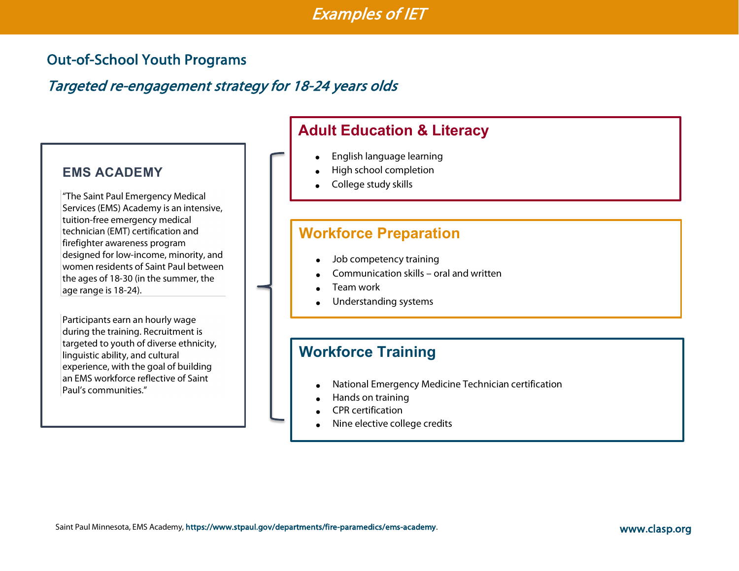# *Examples of IET*

## Out-of-School Youth Programs

### *Targeted re-engagement strategy for 18-24 years olds*

### EMS ACADEMY

"The Saint Paul Emergency Medical Services (EMS) Academy is an intensive, tuition-free emergency medical technician (EMT) certification and firefighter awareness program designed for low-income, minority, and women residents of Saint Paul between the ages of 18-30 (in the summer, the age range is 18-24).

Participants earn an hourly wage during the training. Recruitment is targeted to youth of diverse ethnicity, linguistic ability, and cultural experience, with the goal of building an EMS workforce reflective of Saint Paul's communities."

### Adult Education & Literacy

- English language learning
- High school completion
- College study skills

### Workforce Preparation

- Job competency training
- Communication skills – oral and written
- Team work
- Understanding systems

### Workforce Training

- National Emergency Medicine Technician certification
- Hands on training
- CPR certification
- Nine elective college credits

Saint Paul Minnesota, EMS Academy, https://www.stpaul.gov/departments/fire-paramedics/ems-academy.

www.clasp.org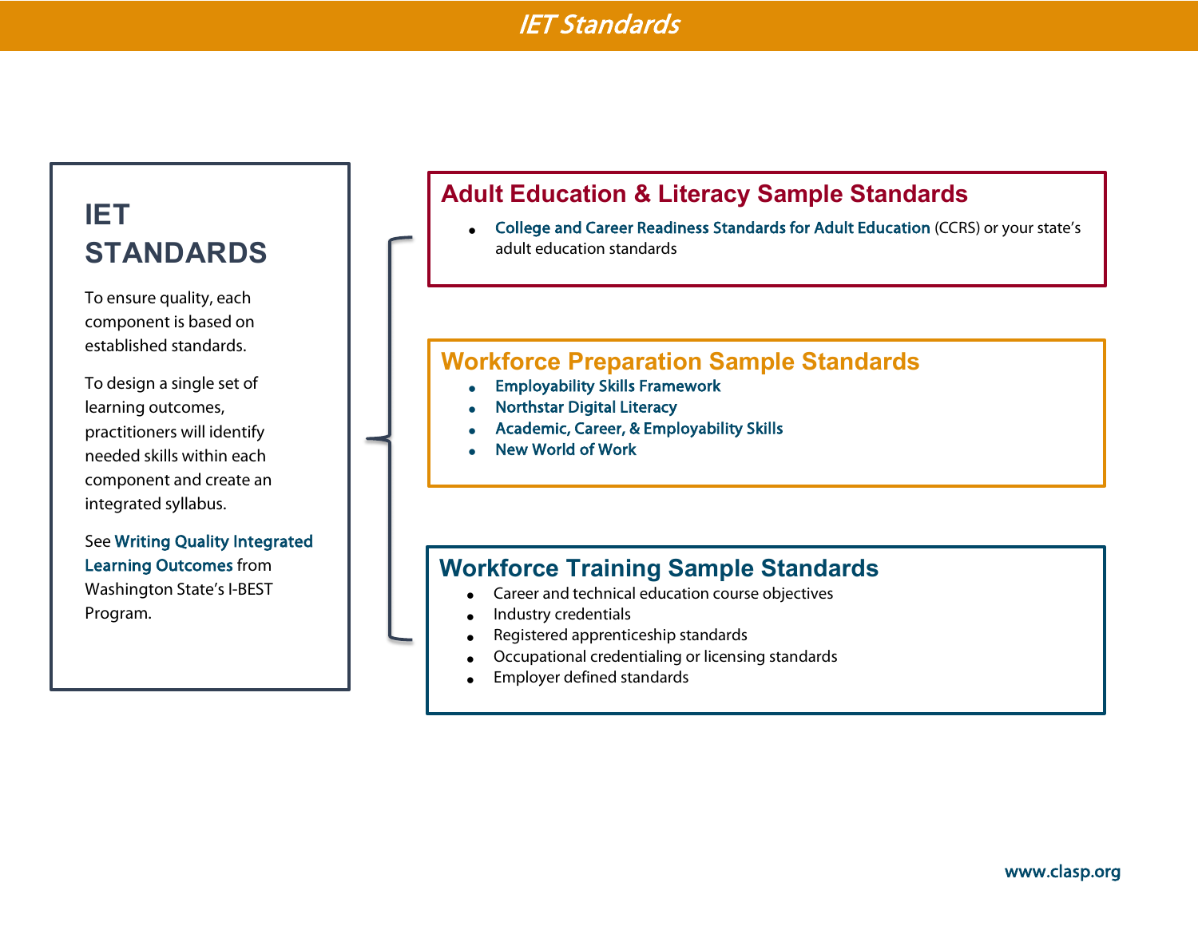# IET Standards

## IET STANDARDS

To ensure quality, each component is based on established standards.

To design a single set of learning outcomes, practitioners will identify needed skills within each component and create an integrated syllabus.

See Writing Quality Integrated Learning Outcomes from Washington State's I-BEST Program.

### Adult Education & Literacy Sample Standards

- College and Career Readiness Standards for Adult Education (CCRS) or your state's adult education standards

### Workforce Preparation Sample Standards

- Employability Skills Framework
- Northstar Digital Literacy
- Academic, Career, & Employability Skills
- New World of Work

### Workforce Training Sample Standards

- Career and technical education course objectives
- Industry credentials
- Registered apprenticeship standards
- Occupational credentialing or licensing standards
- Employer defined standards

www.clasp.org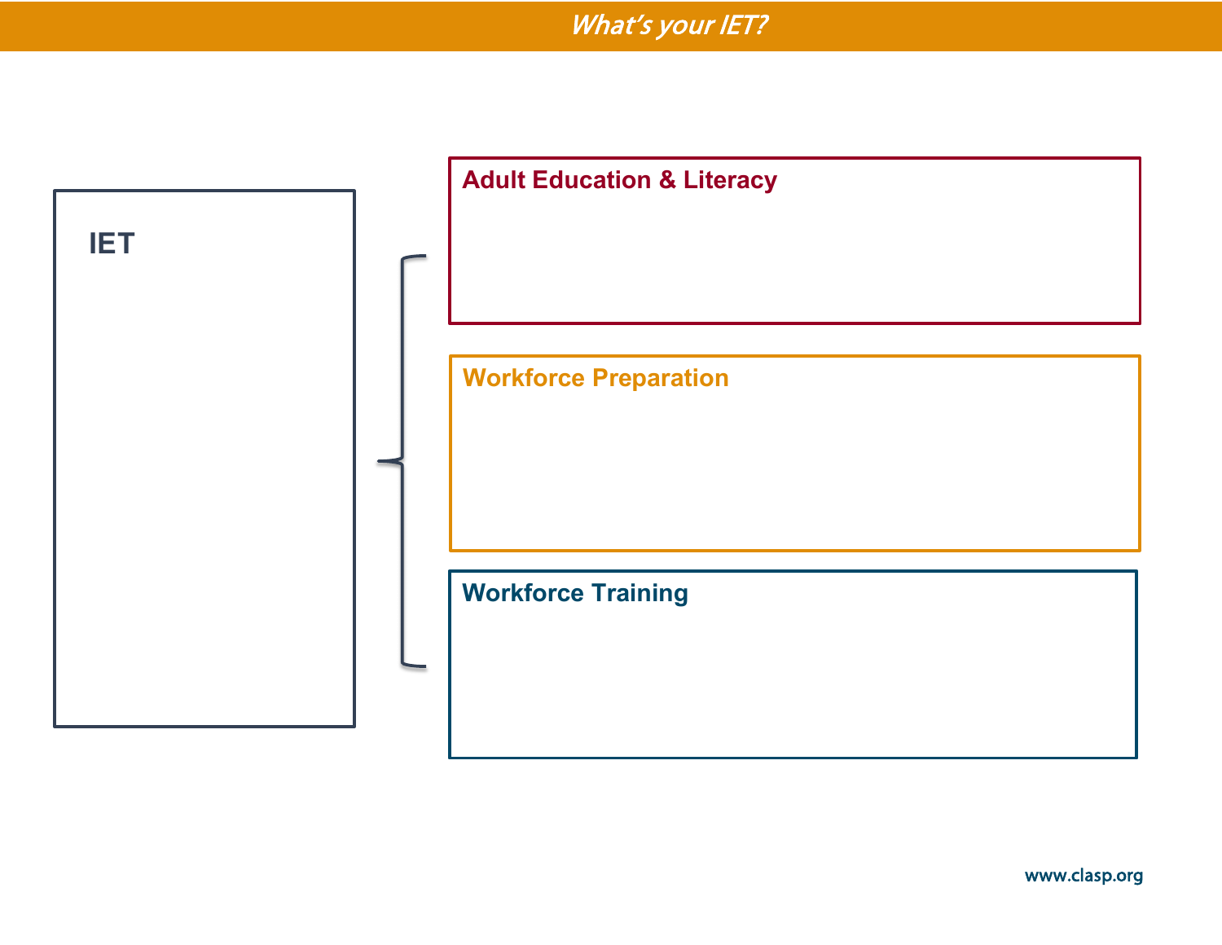# What's your IET?

**IET**

**Adult Education & Literacy**

**Workforce Preparation**

**Workforce Training**

www.clasp.org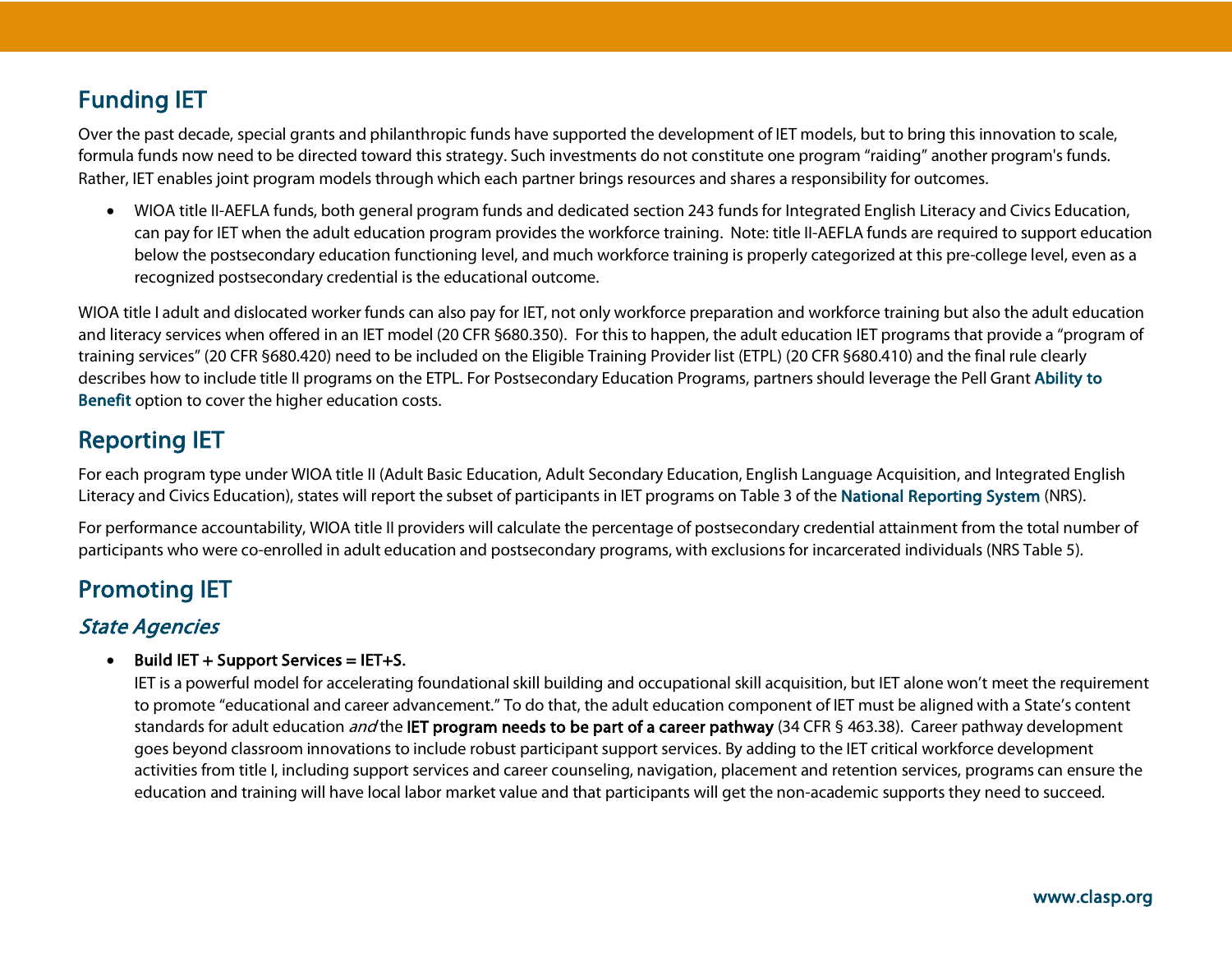## Funding IET

Over the past decade, special grants and philanthropic funds have supported the development of IET models, but to bring this innovation to scale, formula funds now need to be directed toward this strategy. Such investments do not constitute one program "raiding" another program's funds. Rather, IET enables joint program models through which each partner brings resources and shares a responsibility for outcomes.

- WIOA title II-AEFLA funds, both general program funds and dedicated section 243 funds for Integrated English Literacy and Civics Education, can pay for IET when the adult education program provides the workforce training. Note: title II-AEFLA funds are required to support education below the postsecondary education functioning level, and much workforce training is properly categorized at this pre-college level, even as a recognized postsecondary credential is the educational outcome.

WIOA title I adult and dislocated worker funds can also pay for IET, not only workforce preparation and workforce training but also the adult education and literacy services when offered in an IET model (20 CFR §680.350). For this to happen, the adult education IET programs that provide a "program of training services" (20 CFR §680.420) need to be included on the Eligible Training Provider list (ETPL) (20 CFR §680.410) and the final rule clearly describes how to include title II programs on the ETPL. For Postsecondary Education Programs, partners should leverage the Pell Grant **Ability to Benefit** option to cover the higher education costs.

## Reporting IET

For each program type under WIOA title II (Adult Basic Education, Adult Secondary Education, English Language Acquisition, and Integrated English Literacy and Civics Education), states will report the subset of participants in IET programs on Table 3 of the **National Reporting System** (NRS).

For performance accountability, WIOA title II providers will calculate the percentage of postsecondary credential attainment from the total number of participants who were co-enrolled in adult education and postsecondary programs, with exclusions for incarcerated individuals (NRS Table 5).

## Promoting IET

### *State Agencies*

- **Build IET + Support Services = IET+S.**
  IET is a powerful model for accelerating foundational skill building and occupational skill acquisition, but IET alone won't meet the requirement to promote "educational and career advancement." To do that, the adult education component of IET must be aligned with a State's content standards for adult education *and* the **IET program needs to be part of a career pathway** (34 CFR § 463.38). Career pathway development goes beyond classroom innovations to include robust participant support services. By adding to the IET critical workforce development activities from title I, including support services and career counseling, navigation, placement and retention services, programs can ensure the education and training will have local labor market value and that participants will get the non-academic supports they need to succeed.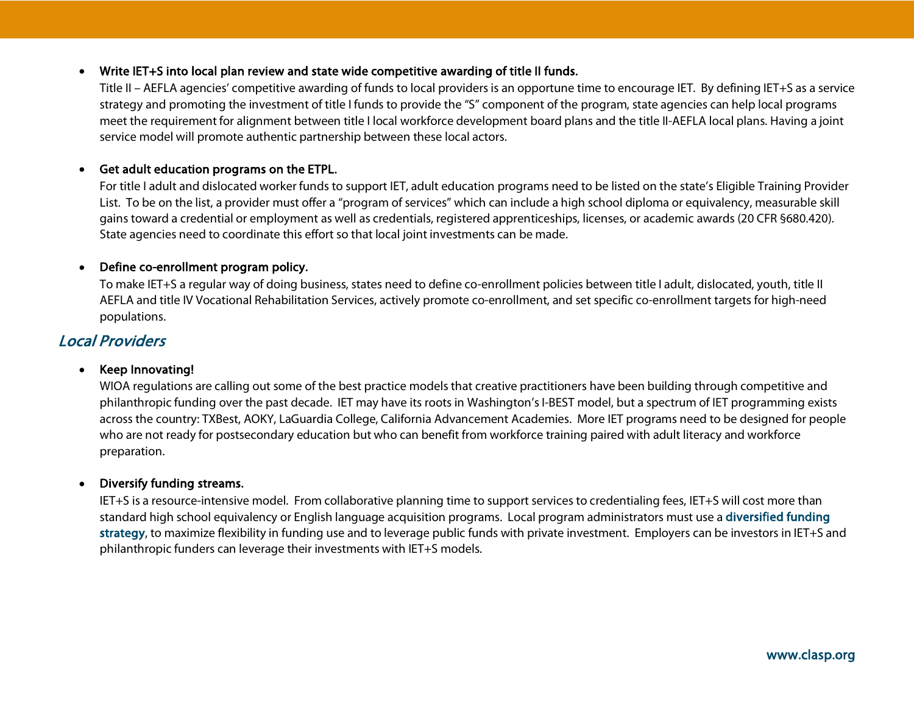- **Write IET+S into local plan review and state wide competitive awarding of title II funds.**
  Title II – AEFLA agencies' competitive awarding of funds to local providers is an opportune time to encourage IET. By defining IET+S as a service strategy and promoting the investment of title I funds to provide the "S" component of the program, state agencies can help local programs meet the requirement for alignment between title I local workforce development board plans and the title II-AEFLA local plans. Having a joint service model will promote authentic partnership between these local actors.

- **Get adult education programs on the ETPL.**
  For title I adult and dislocated worker funds to support IET, adult education programs need to be listed on the state's Eligible Training Provider List. To be on the list, a provider must offer a "program of services" which can include a high school diploma or equivalency, measurable skill gains toward a credential or employment as well as credentials, registered apprenticeships, licenses, or academic awards (20 CFR §680.420). State agencies need to coordinate this effort so that local joint investments can be made.

- **Define co-enrollment program policy.**
  To make IET+S a regular way of doing business, states need to define co-enrollment policies between title I adult, dislocated, youth, title II AEFLA and title IV Vocational Rehabilitation Services, actively promote co-enrollment, and set specific co-enrollment targets for high-need populations.

## *Local Providers*

- **Keep Innovating!**
  WIOA regulations are calling out some of the best practice models that creative practitioners have been building through competitive and philanthropic funding over the past decade. IET may have its roots in Washington's I-BEST model, but a spectrum of IET programming exists across the country: TXBest, AOKY, LaGuardia College, California Advancement Academies. More IET programs need to be designed for people who are not ready for postsecondary education but who can benefit from workforce training paired with adult literacy and workforce preparation.

- **Diversify funding streams.**
  IET+S is a resource-intensive model. From collaborative planning time to support services to credentialing fees, IET+S will cost more than standard high school equivalency or English language acquisition programs. Local program administrators must use a **diversified funding strategy**, to maximize flexibility in funding use and to leverage public funds with private investment. Employers can be investors in IET+S and philanthropic funders can leverage their investments with IET+S models.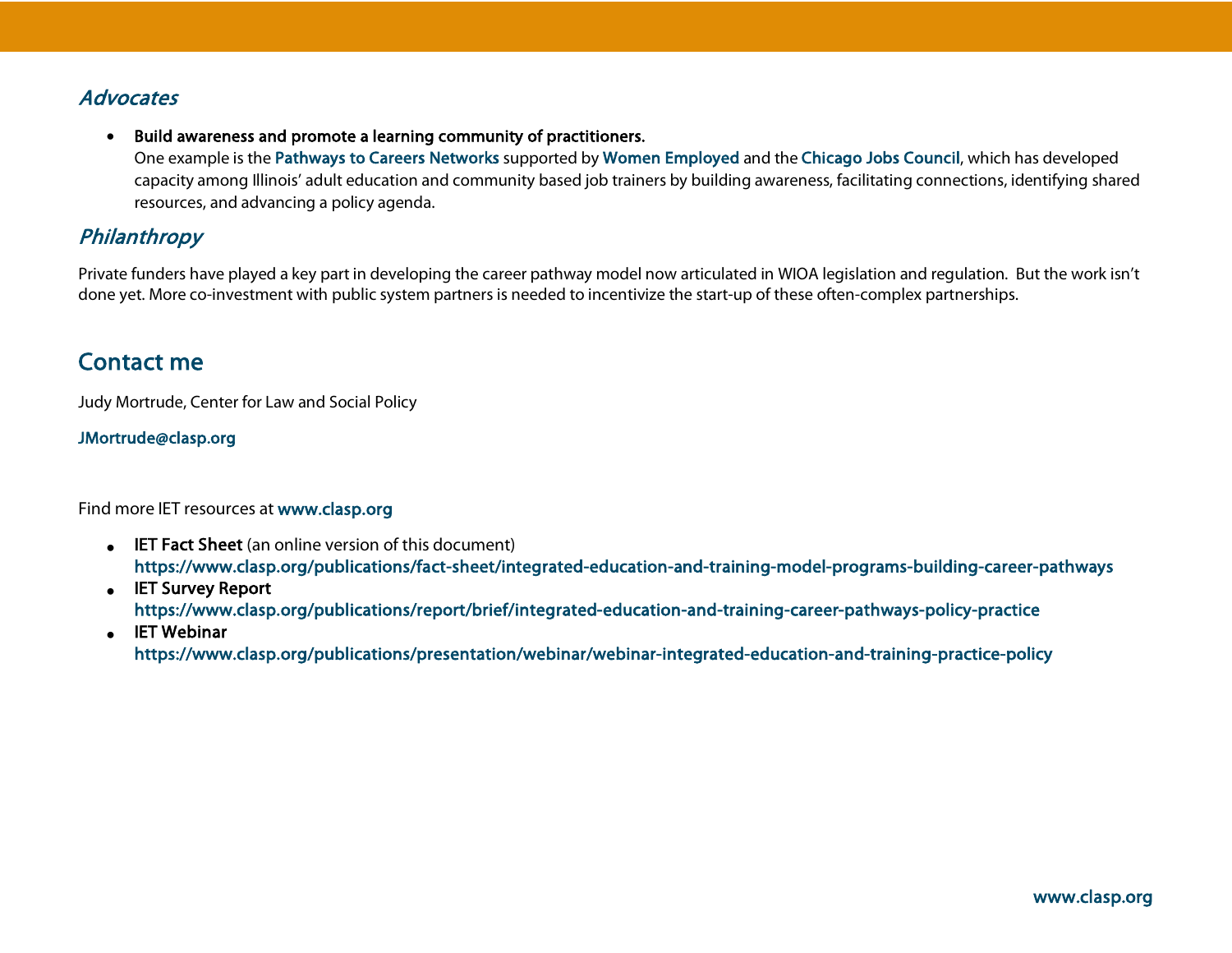### *Advocates*

- **Build awareness and promote a learning community of practitioners.**
  One example is the Pathways to Careers Networks supported by Women Employed and the Chicago Jobs Council, which has developed capacity among Illinois' adult education and community based job trainers by building awareness, facilitating connections, identifying shared resources, and advancing a policy agenda.

### *Philanthropy*

Private funders have played a key part in developing the career pathway model now articulated in WIOA legislation and regulation. But the work isn't done yet. More co-investment with public system partners is needed to incentivize the start-up of these often-complex partnerships.

## Contact me

Judy Mortrude, Center for Law and Social Policy

JMortrude@clasp.org

Find more IET resources at www.clasp.org

- **IET Fact Sheet** (an online version of this document)
  https://www.clasp.org/publications/fact-sheet/integrated-education-and-training-model-programs-building-career-pathways
- **IET Survey Report**
  https://www.clasp.org/publications/report/brief/integrated-education-and-training-career-pathways-policy-practice
- **IET Webinar**
  https://www.clasp.org/publications/presentation/webinar/webinar-integrated-education-and-training-practice-policy